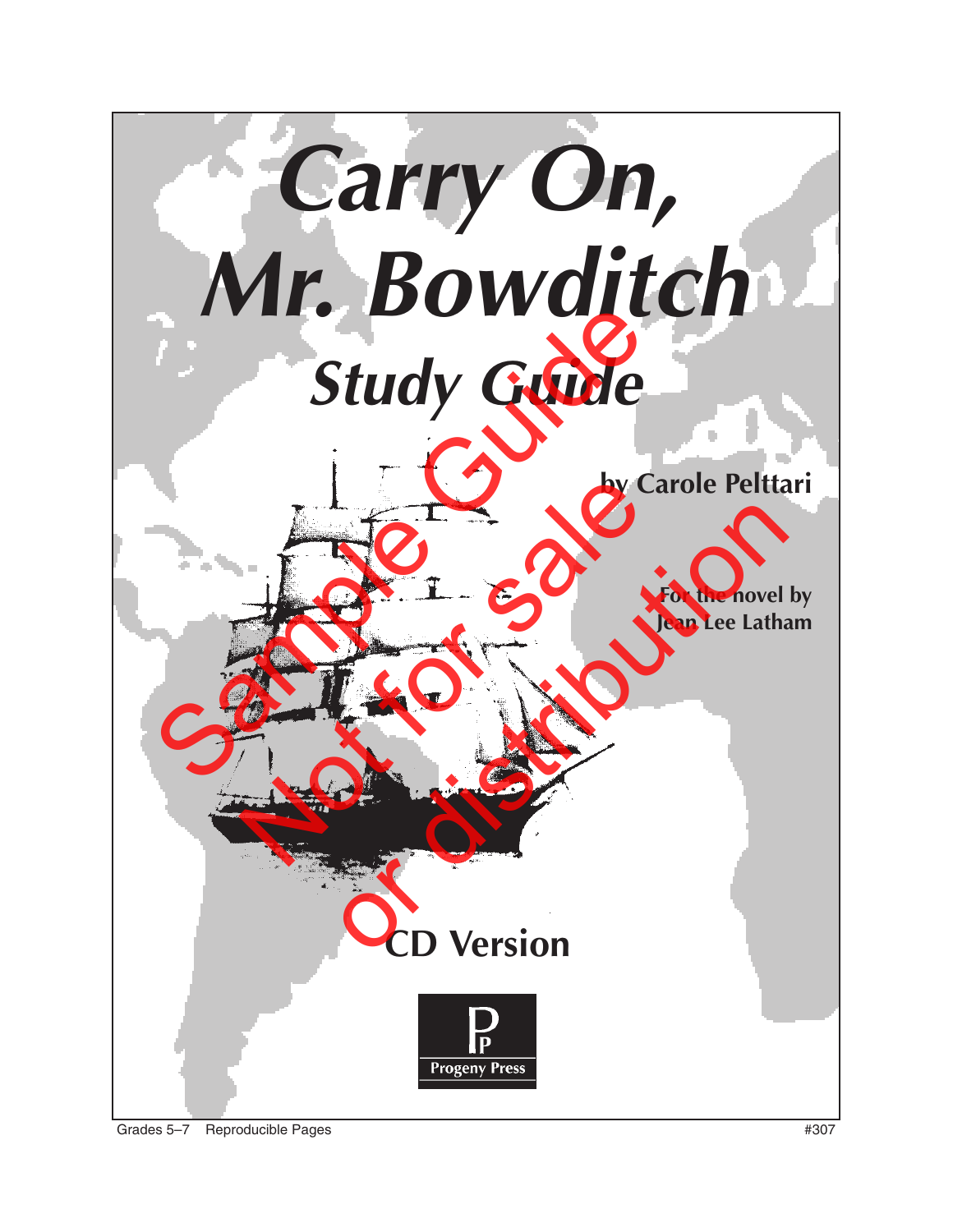# *Carry On, Mr. Bowditch*

## *Study Guide*

**by Carole Pelttari**

**For the novel by Jean Lee Latham**

Sample Guide Not for sale or distribution

**CD Version**

Progeny Press

Grades 5–7 Reproducible Pages #307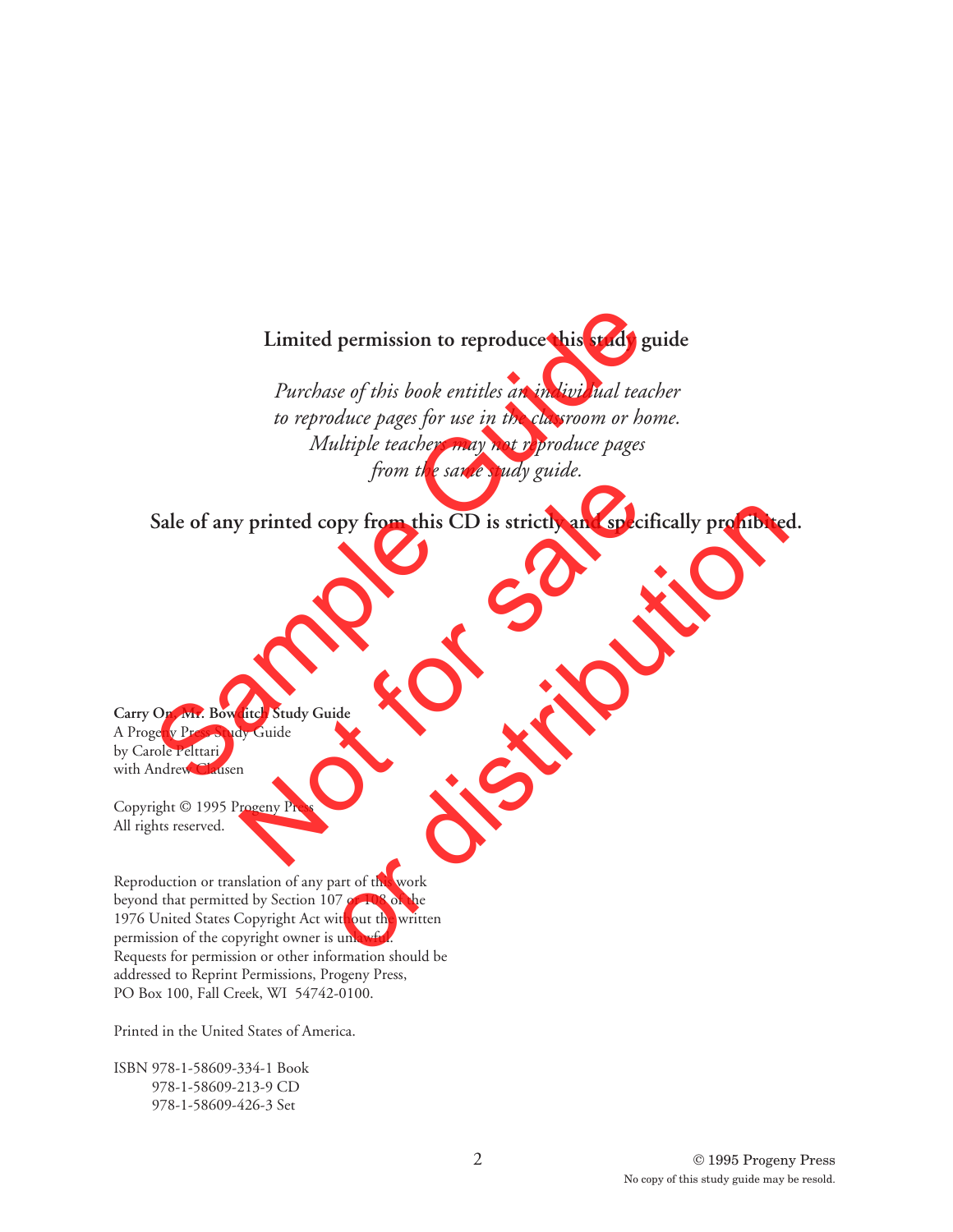**Limited permission to reproduce this study guide**

*Purchase of this book entitles an individual teacher to reproduce pages for use in the classroom or home. Multiple teachers may not reproduce pages from the same study guide.*

**Sale of any printed copy from this CD is strictly and specifically prohibited.**

Sample Guide
Not for sale
or distribution

**Carry On, Mr. Bowditch Study Guide**
A Progeny Press Study Guide
by Carole Pelttari
with Andrew Clausen

Copyright © 1995 Progeny Press
All rights reserved.

Reproduction or translation of any part of this work beyond that permitted by Section 107 or 108 of the 1976 United States Copyright Act without the written permission of the copyright owner is unlawful. Requests for permission or other information should be addressed to Reprint Permissions, Progeny Press, PO Box 100, Fall Creek, WI 54742-0100.

Printed in the United States of America.

ISBN 978-1-58609-334-1 Book
978-1-58609-213-9 CD
978-1-58609-426-3 Set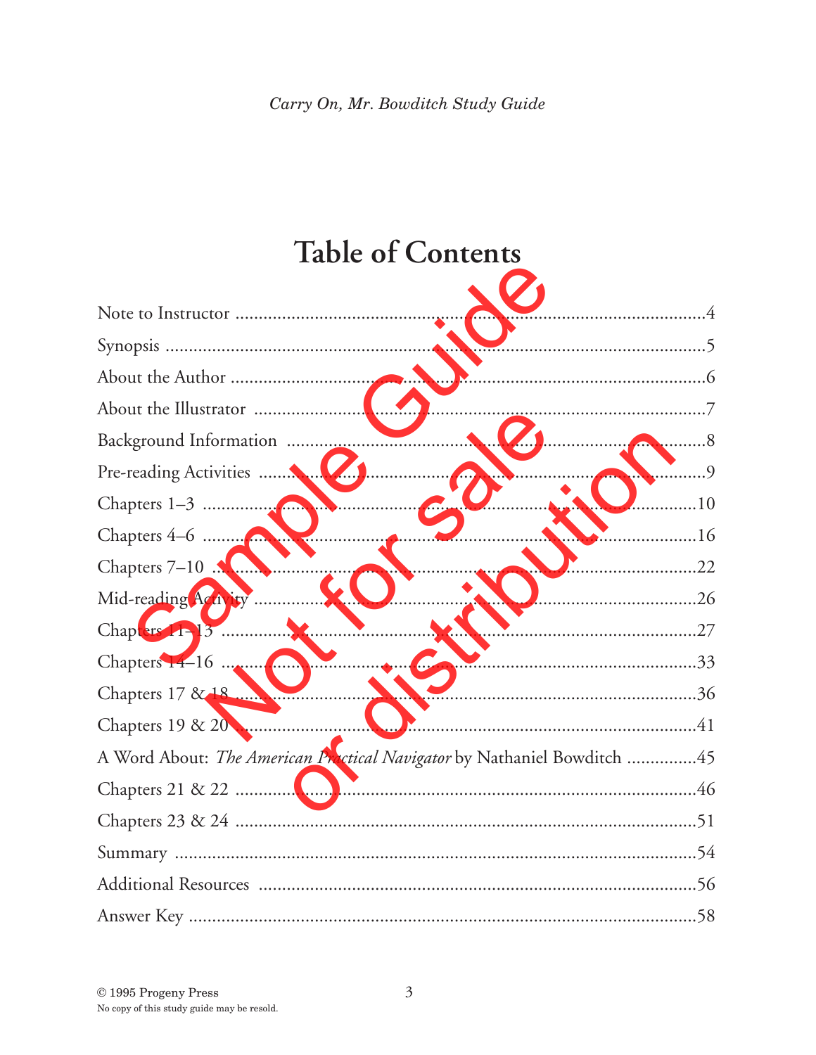# Table of Contents

Note to Instructor ........................................................................................4

Synopsis ........................................................................................................5

About the Author ............................................................................................6

About the Illustrator ......................................................................................7

Background Information ................................................................................8

Pre-reading Activities .....................................................................................9

Chapters 1–3 ................................................................................................10

Chapters 4–6 ................................................................................................16

Chapters 7–10 ..............................................................................................22

Mid-reading Activity .....................................................................................26

Chapters 11–13 ............................................................................................27

Chapters 14–16 ............................................................................................33

Chapters 17 & 18 .........................................................................................36

Chapters 19 & 20 .........................................................................................41

A Word About: *The American Practical Navigator* by Nathaniel Bowditch ...............45

Chapters 21 & 22 .........................................................................................46

Chapters 23 & 24 .........................................................................................51

Summary ......................................................................................................54

Additional Resources ....................................................................................56

Answer Key ..................................................................................................58

© 1995 Progeny Press
No copy of this study guide may be resold.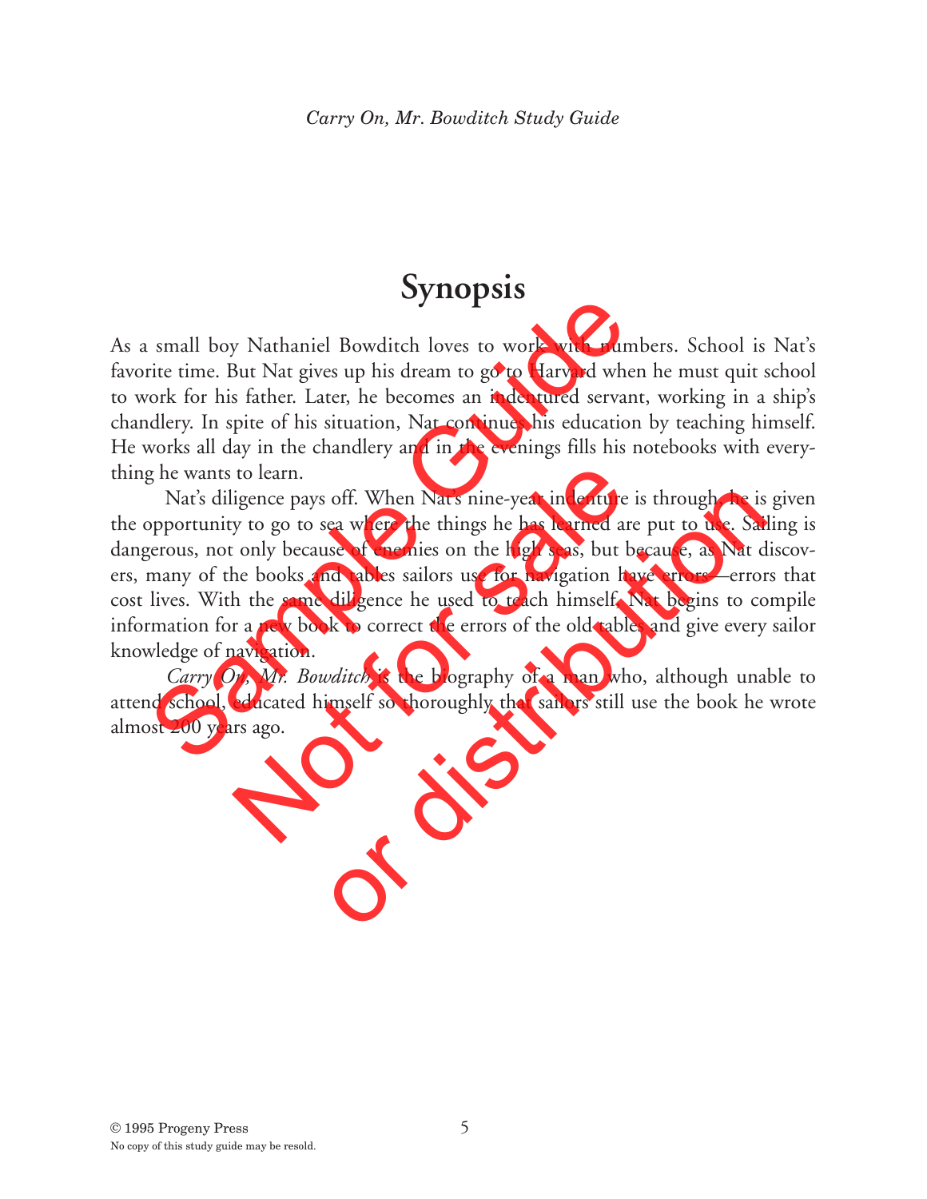# Synopsis

As a small boy Nathaniel Bowditch loves to work with numbers. School is Nat's favorite time. But Nat gives up his dream to go to Harvard when he must quit school to work for his father. Later, he becomes an indentured servant, working in a ship's chandlery. In spite of his situation, Nat continues his education by teaching himself. He works all day in the chandlery and in the evenings fills his notebooks with everything he wants to learn.

Nat's diligence pays off. When Nat's nine-year indenture is through, he is given the opportunity to go to sea where the things he has learned are put to use. Sailing is dangerous, not only because of enemies on the high seas, but because, as Nat discovers, many of the books and tables sailors use for navigation have errors—errors that cost lives. With the same diligence he used to teach himself, Nat begins to compile information for a new book to correct the errors of the old tables and give every sailor knowledge of navigation.

*Carry On, Mr. Bowditch* is the biography of a man who, although unable to attend school, educated himself so thoroughly that sailors still use the book he wrote almost 200 years ago.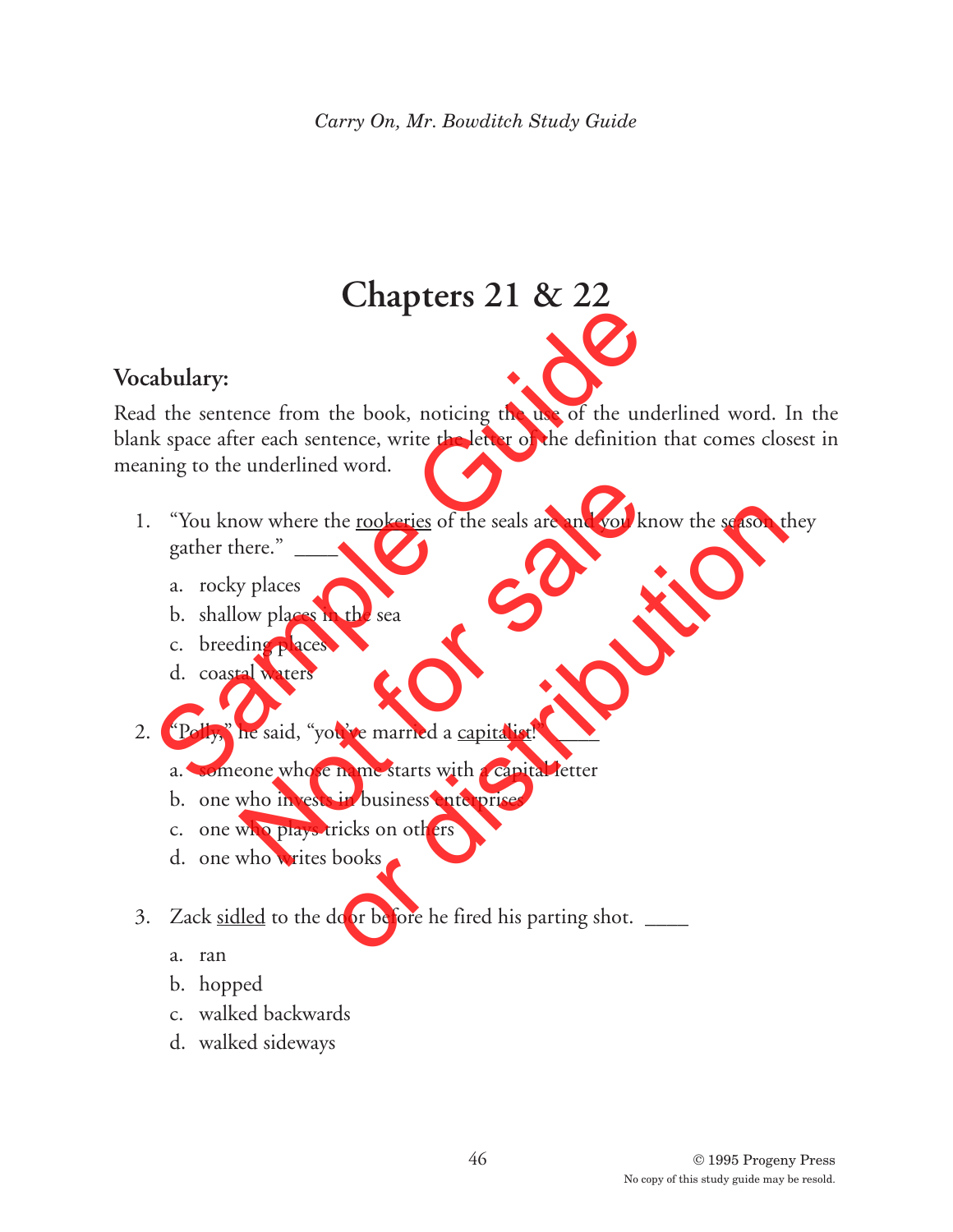# Chapters 21 & 22

## Vocabulary:

Read the sentence from the book, noticing the use of the underlined word. In the blank space after each sentence, write the letter of the definition that comes closest in meaning to the underlined word.

1. "You know where the rookeries of the seals are and you know the season they gather there." ____
   a. rocky places
   b. shallow places in the sea
   c. breeding places
   d. coastal waters

2. "Polly," he said, "you've married a capitalist!" ____
   a. someone whose name starts with a capital letter
   b. one who invests in business enterprises
   c. one who plays tricks on others
   d. one who writes books

3. Zack sidled to the door before he fired his parting shot. ____
   a. ran
   b. hopped
   c. walked backwards
   d. walked sideways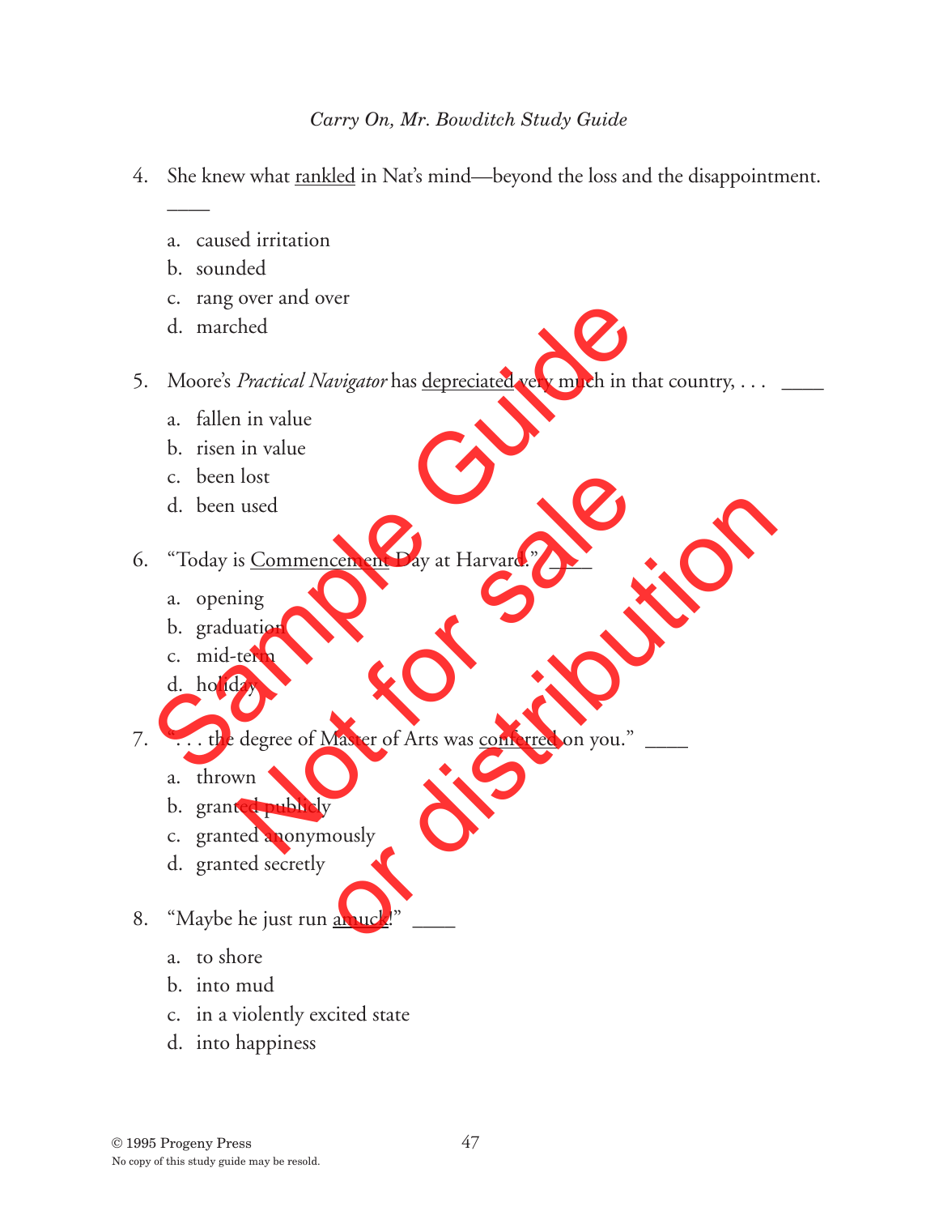4. She knew what <u>rankled</u> in Nat's mind—beyond the loss and the disappointment. ____

   a. caused irritation
   b. sounded
   c. rang over and over
   d. marched

5. Moore's *Practical Navigator* has <u>depreciated</u> very much in that country, . . . ____

   a. fallen in value
   b. risen in value
   c. been lost
   d. been used

6. "Today is <u>Commencement</u> Day at Harvard." ____

   a. opening
   b. graduation
   c. mid-term
   d. holiday

7. ". . . the degree of Master of Arts was <u>conferred</u> on you." ____

   a. thrown
   b. granted publicly
   c. granted anonymously
   d. granted secretly

8. "Maybe he just run <u>amuck</u>!" ____

   a. to shore
   b. into mud
   c. in a violently excited state
   d. into happiness

© 1995 Progeny Press
No copy of this study guide may be resold.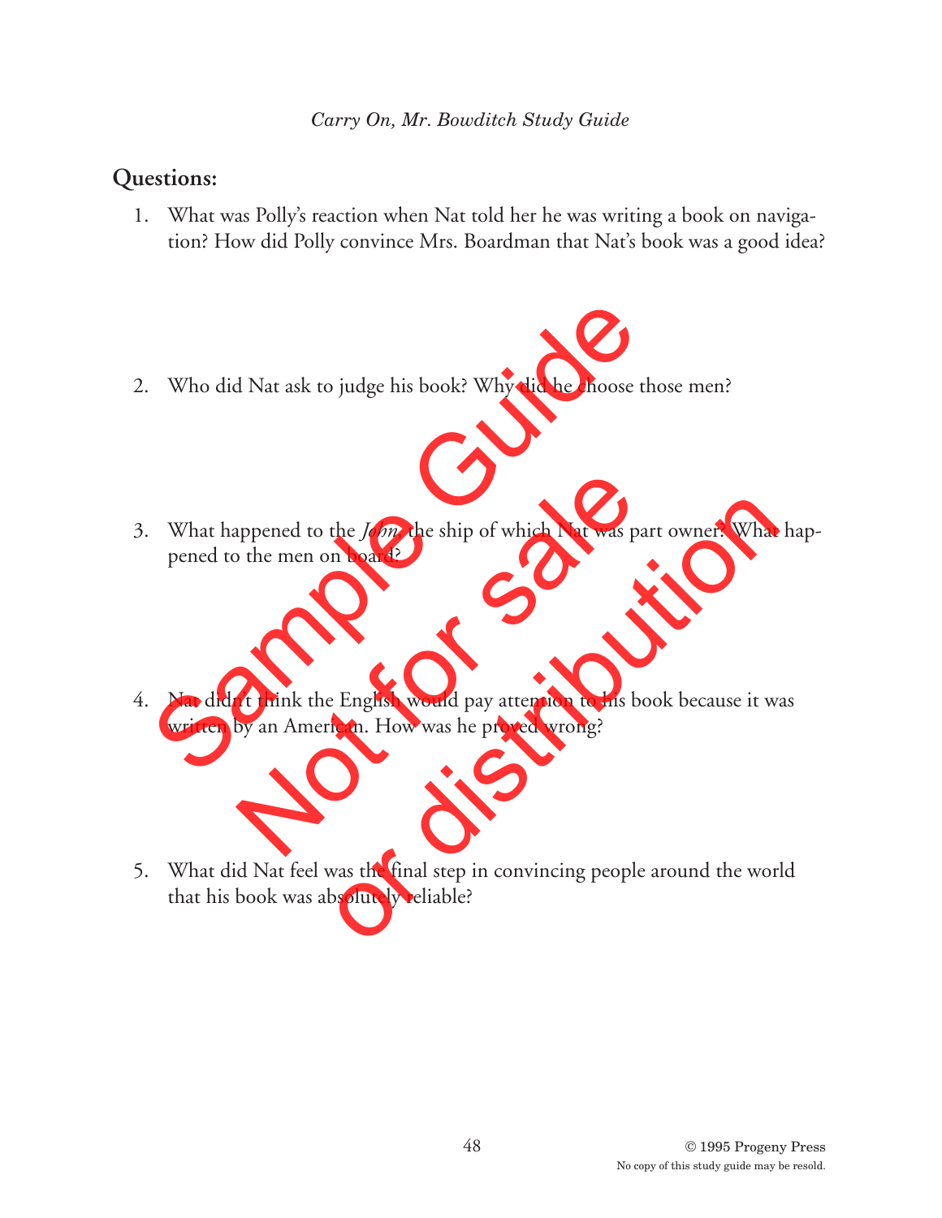## Questions:

1. What was Polly's reaction when Nat told her he was writing a book on navigation? How did Polly convince Mrs. Boardman that Nat's book was a good idea?

2. Who did Nat ask to judge his book? Why did he choose those men?

3. What happened to the *John*, the ship of which Nat was part owner? What happened to the men on board?

4. Nat didn't think the English would pay attention to his book because it was written by an American. How was he proved wrong?

5. What did Nat feel was the final step in convincing people around the world that his book was absolutely reliable?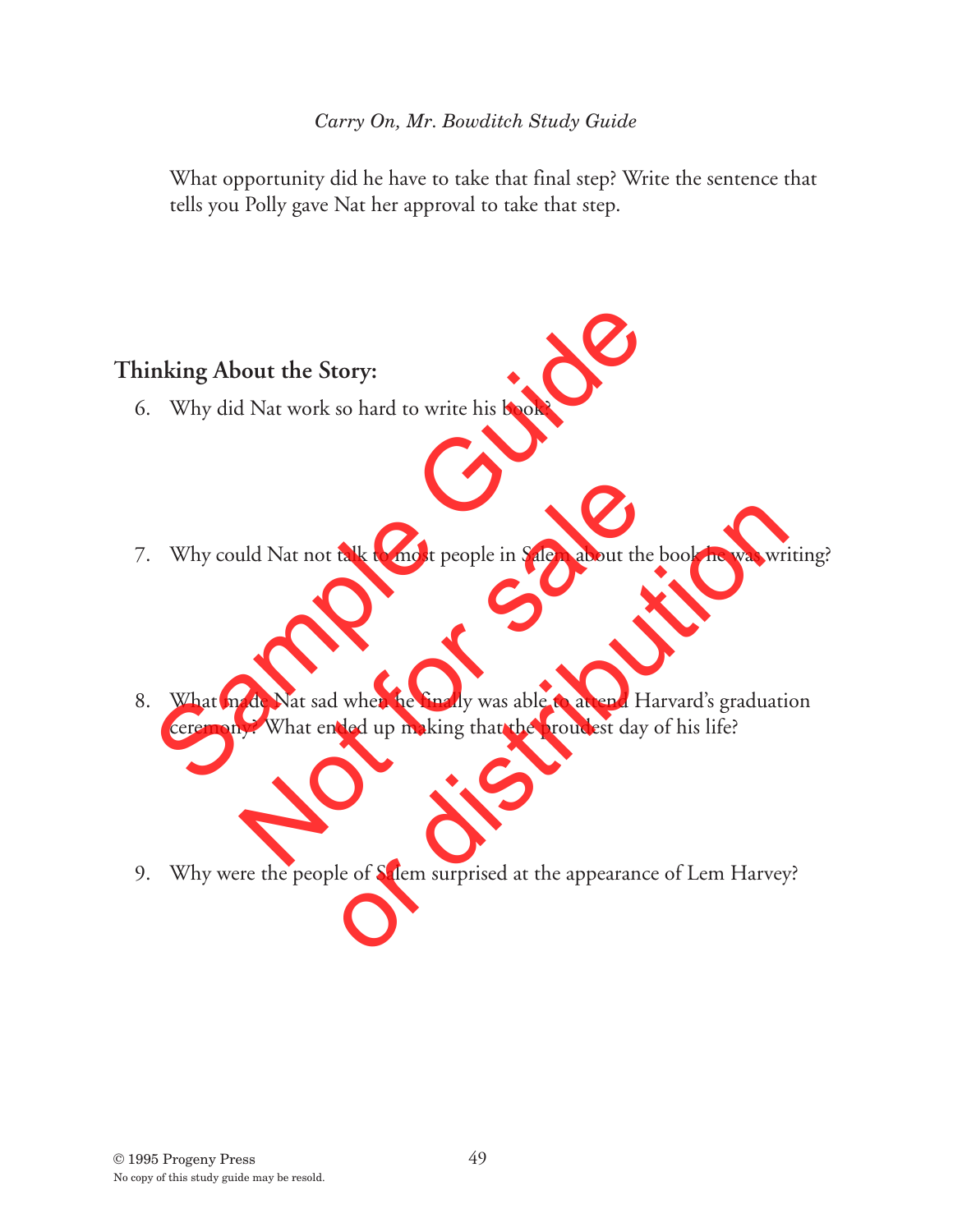What opportunity did he have to take that final step? Write the sentence that tells you Polly gave Nat her approval to take that step.

## Thinking About the Story:

6. Why did Nat work so hard to write his book?

7. Why could Nat not talk to most people in Salem about the book he was writing?

8. What made Nat sad when he finally was able to attend Harvard's graduation ceremony? What ended up making that the proudest day of his life?

9. Why were the people of Salem surprised at the appearance of Lem Harvey?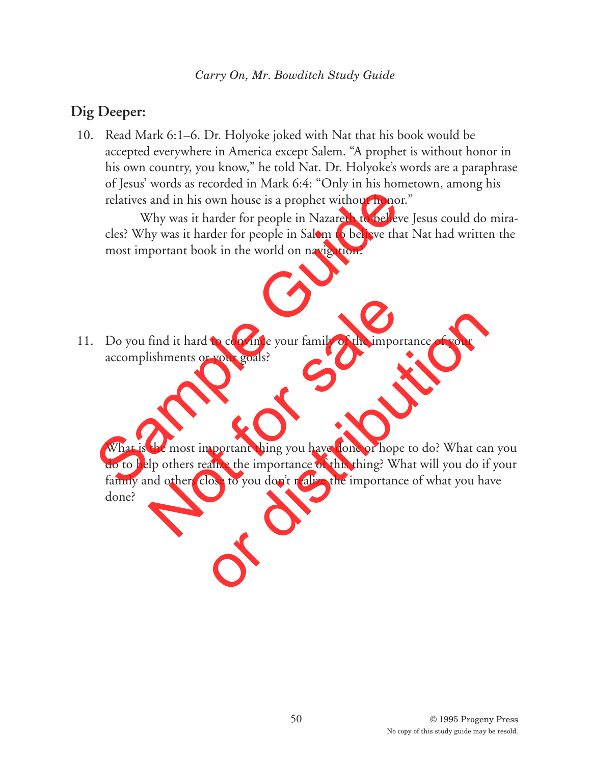## Dig Deeper:

10. Read Mark 6:1–6. Dr. Holyoke joked with Nat that his book would be accepted everywhere in America except Salem. “A prophet is without honor in his own country, you know,” he told Nat. Dr. Holyoke’s words are a paraphrase of Jesus’ words as recorded in Mark 6:4: “Only in his hometown, among his relatives and in his own house is a prophet without honor.”

    Why was it harder for people in Nazareth to believe Jesus could do miracles? Why was it harder for people in Salem to believe that Nat had written the most important book in the world on navigation?

11. Do you find it hard to convince your family of the importance of your accomplishments or your goals?

    What is the most important thing you have done or hope to do? What can you do to help others realize the importance of this thing? What will you do if your family and others close to you don’t realize the importance of what you have done?

Sample Guide Not for sale or distribution

© 1995 Progeny Press
No copy of this study guide may be resold.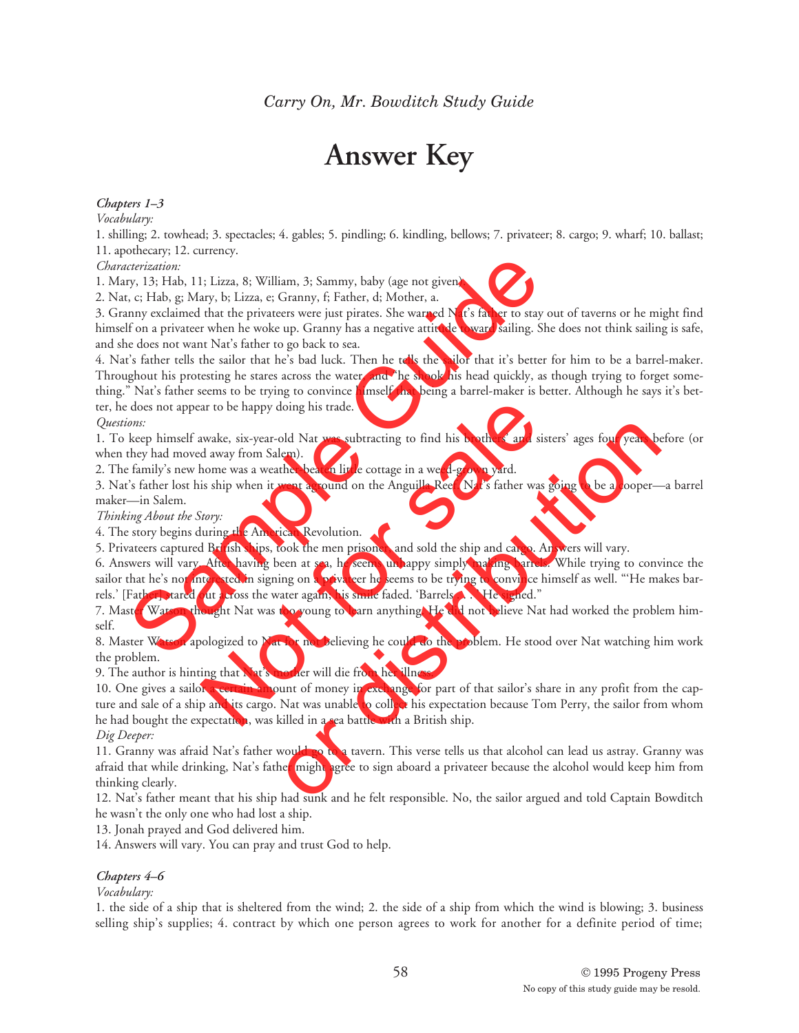*Carry On, Mr. Bowditch Study Guide*

# Answer Key

***Chapters 1–3***

*Vocabulary:*

1. shilling; 2. towhead; 3. spectacles; 4. gables; 5. pindling; 6. kindling, bellows; 7. privateer; 8. cargo; 9. wharf; 10. ballast; 11. apothecary; 12. currency.

*Characterization:*

1. Mary, 13; Hab, 11; Lizza, 8; William, 3; Sammy, baby (age not given).
2. Nat, c; Hab, g; Mary, b; Lizza, e; Granny, f; Father, d; Mother, a.
3. Granny exclaimed that the privateers were just pirates. She warned Nat's father to stay out of taverns or he might find himself on a privateer when he woke up. Granny has a negative attitude toward sailing. She does not think sailing is safe, and she does not want Nat's father to go back to sea.
4. Nat's father tells the sailor that he's bad luck. Then he tells the sailor that it's better for him to be a barrel-maker. Throughout his protesting he stares across the water, and "he shook his head quickly, as though trying to forget something." Nat's father seems to be trying to convince himself that being a barrel-maker is better. Although he says it's better, he does not appear to be happy doing his trade.

*Questions:*

1. To keep himself awake, six-year-old Nat was subtracting to find his brothers' and sisters' ages four years before (or when they had moved away from Salem).
2. The family's new home was a weather-beaten little cottage in a weed-grown yard.
3. Nat's father lost his ship when it went aground on the Anguilla Reef. Nat's father was going to be a cooper—a barrel maker—in Salem.

*Thinking About the Story:*

4. The story begins during the American Revolution.
5. Privateers captured British ships, took the men prisoner, and sold the ship and cargo. Answers will vary.
6. Answers will vary. After having been at sea, he seems unhappy simply making barrels. While trying to convince the sailor that he's not interested in signing on a privateer he seems to be trying to convince himself as well. "'He makes barrels.' [Father] stared out across the water again, his smile faded. 'Barrels . . .' He sighed."
7. Master Watson thought Nat was too young to learn anything. He did not believe Nat had worked the problem himself.
8. Master Watson apologized to Nat for not believing he could do the problem. He stood over Nat watching him work the problem.
9. The author is hinting that Nat's mother will die from her illness.
10. One gives a sailor a certain amount of money in exchange for part of that sailor's share in any profit from the capture and sale of a ship and its cargo. Nat was unable to collect his expectation because Tom Perry, the sailor from whom he had bought the expectation, was killed in a sea battle with a British ship.

*Dig Deeper:*

11. Granny was afraid Nat's father would go to a tavern. This verse tells us that alcohol can lead us astray. Granny was afraid that while drinking, Nat's father might agree to sign aboard a privateer because the alcohol would keep him from thinking clearly.
12. Nat's father meant that his ship had sunk and he felt responsible. No, the sailor argued and told Captain Bowditch he wasn't the only one who had lost a ship.
13. Jonah prayed and God delivered him.
14. Answers will vary. You can pray and trust God to help.

***Chapters 4–6***

*Vocabulary:*

1. the side of a ship that is sheltered from the wind; 2. the side of a ship from which the wind is blowing; 3. business selling ship's supplies; 4. contract by which one person agrees to work for another for a definite period of time;

© 1995 Progeny Press
No copy of this study guide may be resold.